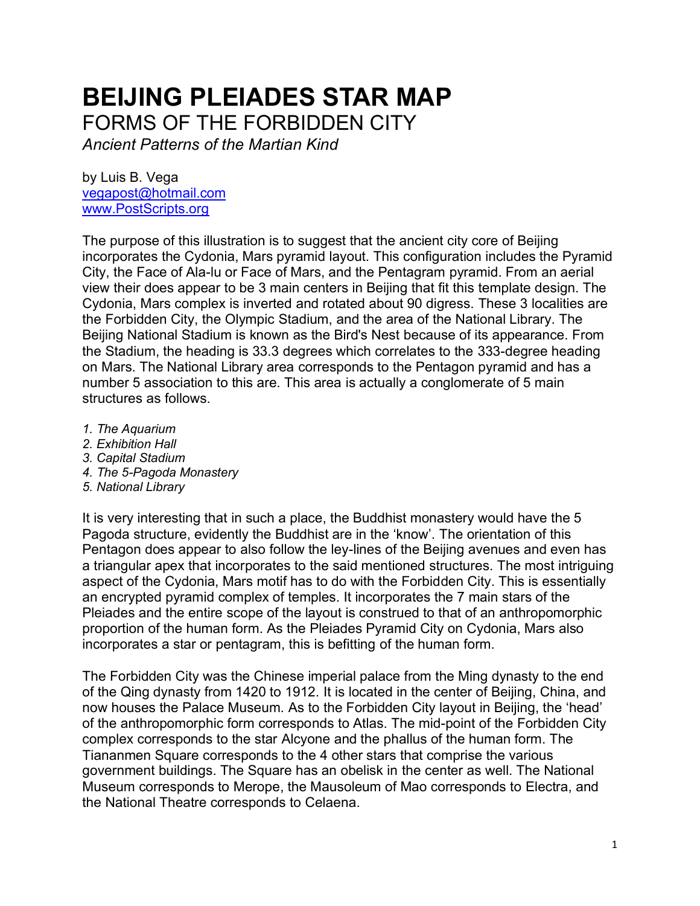# BEIJING PLEIADES STAR MAP

## FORMS OF THE FORBIDDEN CITY

*Ancient Patterns of the Martian Kind*

by Luis B. Vega
[vegapost@hotmail.com](mailto:vegapost@hotmail.com)
[www.PostScripts.org](http://www.PostScripts.org)

The purpose of this illustration is to suggest that the ancient city core of Beijing incorporates the Cydonia, Mars pyramid layout. This configuration includes the Pyramid City, the Face of Ala-lu or Face of Mars, and the Pentagram pyramid. From an aerial view their does appear to be 3 main centers in Beijing that fit this template design. The Cydonia, Mars complex is inverted and rotated about 90 digress. These 3 localities are the Forbidden City, the Olympic Stadium, and the area of the National Library. The Beijing National Stadium is known as the Bird's Nest because of its appearance. From the Stadium, the heading is 33.3 degrees which correlates to the 333-degree heading on Mars. The National Library area corresponds to the Pentagon pyramid and has a number 5 association to this are. This area is actually a conglomerate of 5 main structures as follows.

1. *The Aquarium*
2. *Exhibition Hall*
3. *Capital Stadium*
4. *The 5-Pagoda Monastery*
5. *National Library*

It is very interesting that in such a place, the Buddhist monastery would have the 5 Pagoda structure, evidently the Buddhist are in the 'know'. The orientation of this Pentagon does appear to also follow the ley-lines of the Beijing avenues and even has a triangular apex that incorporates to the said mentioned structures. The most intriguing aspect of the Cydonia, Mars motif has to do with the Forbidden City. This is essentially an encrypted pyramid complex of temples. It incorporates the 7 main stars of the Pleiades and the entire scope of the layout is construed to that of an anthropomorphic proportion of the human form. As the Pleiades Pyramid City on Cydonia, Mars also incorporates a star or pentagram, this is befitting of the human form.

The Forbidden City was the Chinese imperial palace from the Ming dynasty to the end of the Qing dynasty from 1420 to 1912. It is located in the center of Beijing, China, and now houses the Palace Museum. As to the Forbidden City layout in Beijing, the 'head' of the anthropomorphic form corresponds to Atlas. The mid-point of the Forbidden City complex corresponds to the star Alcyone and the phallus of the human form. The Tiananmen Square corresponds to the 4 other stars that comprise the various government buildings. The Square has an obelisk in the center as well. The National Museum corresponds to Merope, the Mausoleum of Mao corresponds to Electra, and the National Theatre corresponds to Celaena.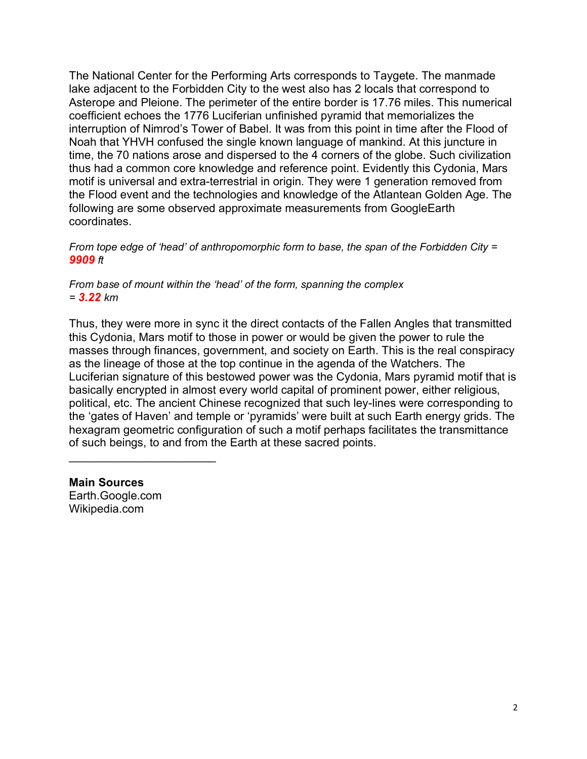The National Center for the Performing Arts corresponds to Taygete. The manmade lake adjacent to the Forbidden City to the west also has 2 locals that correspond to Asterope and Pleione. The perimeter of the entire border is 17.76 miles. This numerical coefficient echoes the 1776 Luciferian unfinished pyramid that memorializes the interruption of Nimrod's Tower of Babel. It was from this point in time after the Flood of Noah that YHVH confused the single known language of mankind. At this juncture in time, the 70 nations arose and dispersed to the 4 corners of the globe. Such civilization thus had a common core knowledge and reference point. Evidently this Cydonia, Mars motif is universal and extra-terrestrial in origin. They were 1 generation removed from the Flood event and the technologies and knowledge of the Atlantean Golden Age. The following are some observed approximate measurements from GoogleEarth coordinates.

*From tope edge of 'head' of anthropomorphic form to base, the span of the Forbidden City =* ***9909*** *ft*

*From base of mount within the 'head' of the form, spanning the complex =* ***3.22*** *km*

Thus, they were more in sync it the direct contacts of the Fallen Angles that transmitted this Cydonia, Mars motif to those in power or would be given the power to rule the masses through finances, government, and society on Earth. This is the real conspiracy as the lineage of those at the top continue in the agenda of the Watchers. The Luciferian signature of this bestowed power was the Cydonia, Mars pyramid motif that is basically encrypted in almost every world capital of prominent power, either religious, political, etc. The ancient Chinese recognized that such ley-lines were corresponding to the 'gates of Haven' and temple or 'pyramids' were built at such Earth energy grids. The hexagram geometric configuration of such a motif perhaps facilitates the transmittance of such beings, to and from the Earth at these sacred points.

---

**Main Sources**
Earth.Google.com
Wikipedia.com